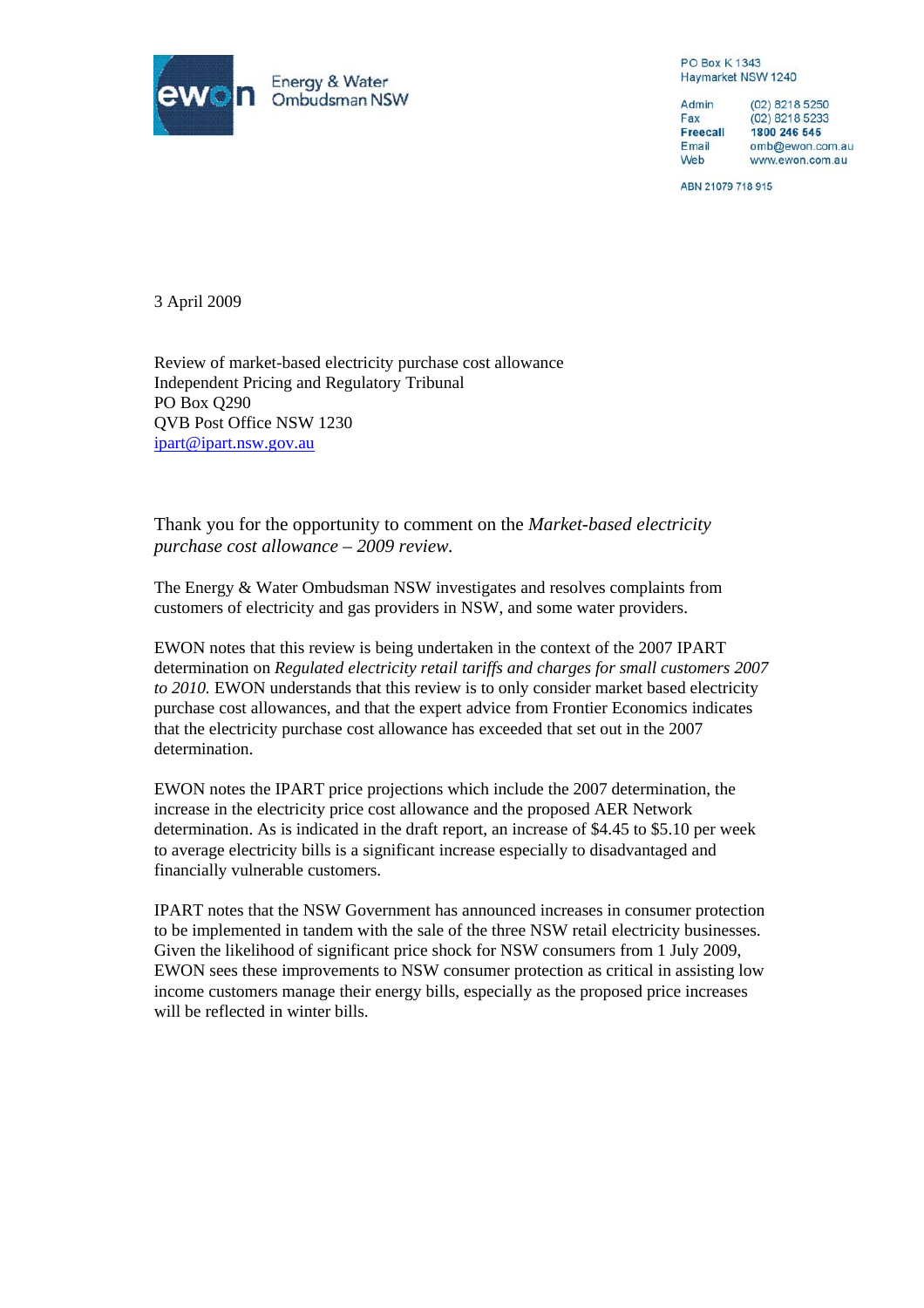Energy & Water Ombudsman NSW

PO Box K 1343
Haymarket NSW 1240

Admin (02) 8218 5250
Fax (02) 8218 5233
**Freecall** **1800 246 545**
Email omb@ewon.com.au
Web www.ewon.com.au

ABN 21079 718 915

3 April 2009

Review of market-based electricity purchase cost allowance
Independent Pricing and Regulatory Tribunal
PO Box Q290
QVB Post Office NSW 1230
ipart@ipart.nsw.gov.au

Thank you for the opportunity to comment on the *Market-based electricity purchase cost allowance – 2009 review.*

The Energy & Water Ombudsman NSW investigates and resolves complaints from customers of electricity and gas providers in NSW, and some water providers.

EWON notes that this review is being undertaken in the context of the 2007 IPART determination on *Regulated electricity retail tariffs and charges for small customers 2007 to 2010.* EWON understands that this review is to only consider market based electricity purchase cost allowances, and that the expert advice from Frontier Economics indicates that the electricity purchase cost allowance has exceeded that set out in the 2007 determination.

EWON notes the IPART price projections which include the 2007 determination, the increase in the electricity price cost allowance and the proposed AER Network determination. As is indicated in the draft report, an increase of $4.45 to $5.10 per week to average electricity bills is a significant increase especially to disadvantaged and financially vulnerable customers.

IPART notes that the NSW Government has announced increases in consumer protection to be implemented in tandem with the sale of the three NSW retail electricity businesses. Given the likelihood of significant price shock for NSW consumers from 1 July 2009, EWON sees these improvements to NSW consumer protection as critical in assisting low income customers manage their energy bills, especially as the proposed price increases will be reflected in winter bills.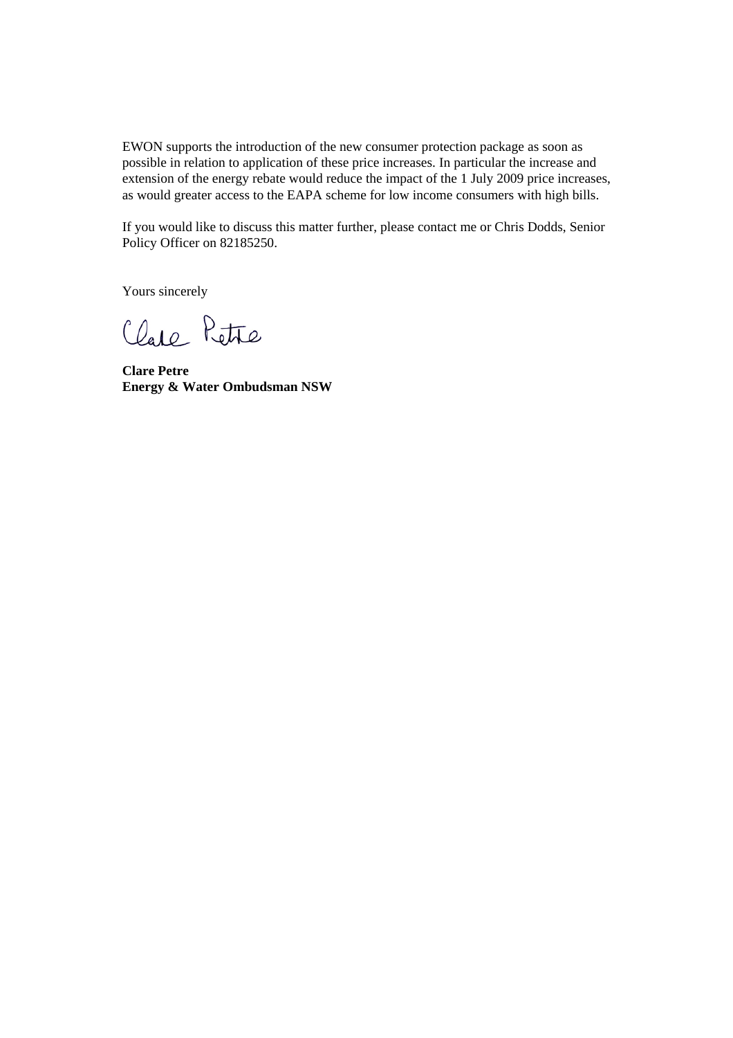EWON supports the introduction of the new consumer protection package as soon as possible in relation to application of these price increases. In particular the increase and extension of the energy rebate would reduce the impact of the 1 July 2009 price increases, as would greater access to the EAPA scheme for low income consumers with high bills.

If you would like to discuss this matter further, please contact me or Chris Dodds, Senior Policy Officer on 82185250.

Yours sincerely

Clare Petre

**Clare Petre**
**Energy & Water Ombudsman NSW**